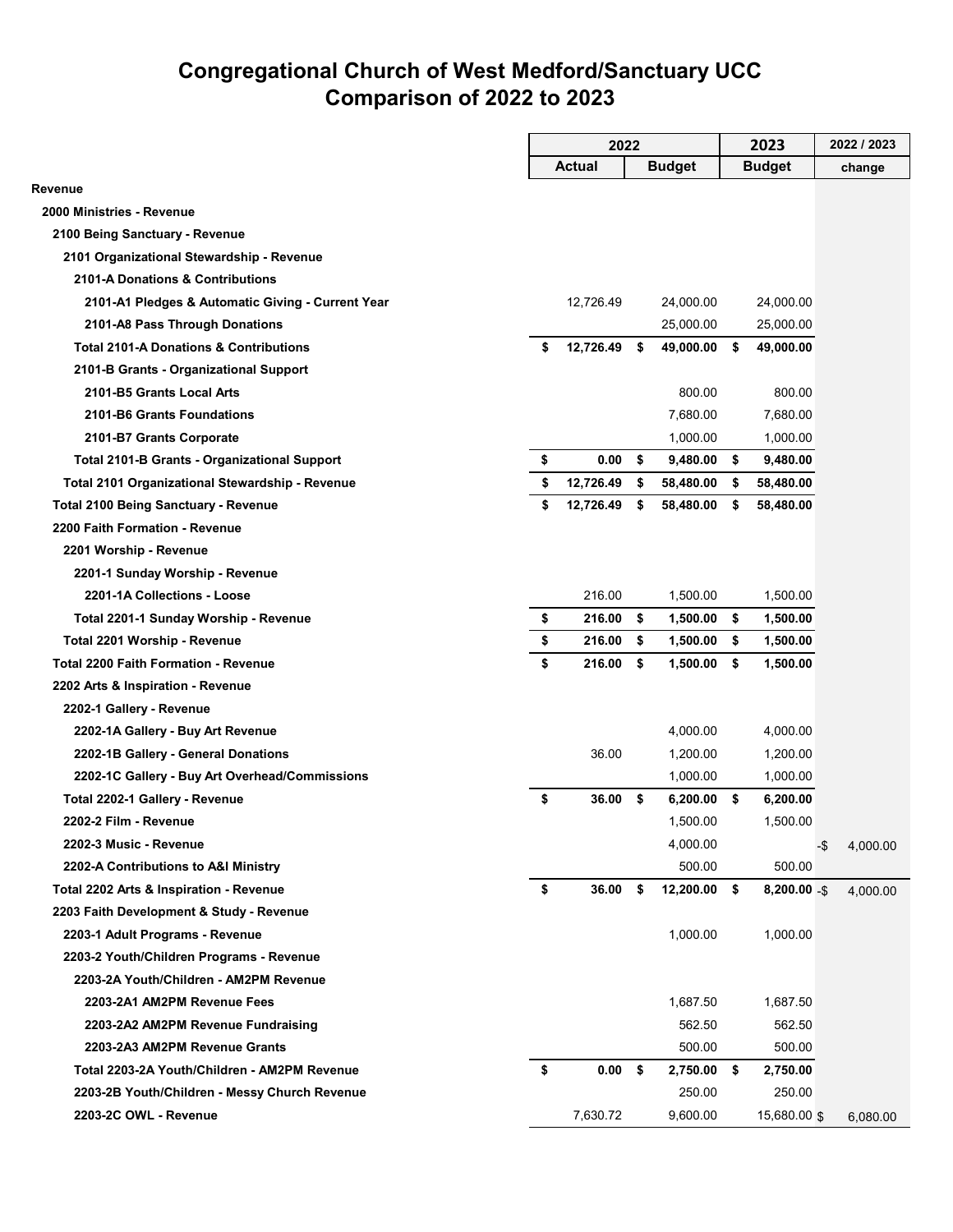# Congregational Church of West Medford/Sanctuary UCC
# Comparison of 2022 to 2023

| | 2022 | | 2023 | 2022 / 2023 |
|---|---|---|---|---|
| | Actual | Budget | Budget | change |
| **Revenue** | | | | |
| **2000 Ministries - Revenue** | | | | |
| **2100 Being Sanctuary - Revenue** | | | | |
| **2101 Organizational Stewardship - Revenue** | | | | |
| **2101-A Donations & Contributions** | | | | |
| **2101-A1 Pledges & Automatic Giving - Current Year** | 12,726.49 | 24,000.00 | 24,000.00 | |
| **2101-A8 Pass Through Donations** | | 25,000.00 | 25,000.00 | |
| **Total 2101-A Donations & Contributions** | **$ 12,726.49** | **$ 49,000.00** | **$ 49,000.00** | |
| **2101-B Grants - Organizational Support** | | | | |
| **2101-B5 Grants Local Arts** | | 800.00 | 800.00 | |
| **2101-B6 Grants Foundations** | | 7,680.00 | 7,680.00 | |
| **2101-B7 Grants Corporate** | | 1,000.00 | 1,000.00 | |
| **Total 2101-B Grants - Organizational Support** | **$ 0.00** | **$ 9,480.00** | **$ 9,480.00** | |
| **Total 2101 Organizational Stewardship - Revenue** | **$ 12,726.49** | **$ 58,480.00** | **$ 58,480.00** | |
| **Total 2100 Being Sanctuary - Revenue** | **$ 12,726.49** | **$ 58,480.00** | **$ 58,480.00** | |
| **2200 Faith Formation - Revenue** | | | | |
| **2201 Worship - Revenue** | | | | |
| **2201-1 Sunday Worship - Revenue** | | | | |
| **2201-1A Collections - Loose** | 216.00 | 1,500.00 | 1,500.00 | |
| **Total 2201-1 Sunday Worship - Revenue** | **$ 216.00** | **$ 1,500.00** | **$ 1,500.00** | |
| **Total 2201 Worship - Revenue** | **$ 216.00** | **$ 1,500.00** | **$ 1,500.00** | |
| **Total 2200 Faith Formation - Revenue** | **$ 216.00** | **$ 1,500.00** | **$ 1,500.00** | |
| **2202 Arts & Inspiration - Revenue** | | | | |
| **2202-1 Gallery - Revenue** | | | | |
| **2202-1A Gallery - Buy Art Revenue** | | 4,000.00 | 4,000.00 | |
| **2202-1B Gallery - General Donations** | 36.00 | 1,200.00 | 1,200.00 | |
| **2202-1C Gallery - Buy Art Overhead/Commissions** | | 1,000.00 | 1,000.00 | |
| **Total 2202-1 Gallery - Revenue** | **$ 36.00** | **$ 6,200.00** | **$ 6,200.00** | |
| **2202-2 Film - Revenue** | | 1,500.00 | 1,500.00 | |
| **2202-3 Music - Revenue** | | 4,000.00 | | -$ 4,000.00 |
| **2202-A Contributions to A&I Ministry** | | 500.00 | 500.00 | |
| **Total 2202 Arts & Inspiration - Revenue** | **$ 36.00** | **$ 12,200.00** | **$ 8,200.00** | -$ 4,000.00 |
| **2203 Faith Development & Study - Revenue** | | | | |
| **2203-1 Adult Programs - Revenue** | | 1,000.00 | 1,000.00 | |
| **2203-2 Youth/Children Programs - Revenue** | | | | |
| **2203-2A Youth/Children - AM2PM Revenue** | | | | |
| **2203-2A1 AM2PM Revenue Fees** | | 1,687.50 | 1,687.50 | |
| **2203-2A2 AM2PM Revenue Fundraising** | | 562.50 | 562.50 | |
| **2203-2A3 AM2PM Revenue Grants** | | 500.00 | 500.00 | |
| **Total 2203-2A Youth/Children - AM2PM Revenue** | **$ 0.00** | **$ 2,750.00** | **$ 2,750.00** | |
| **2203-2B Youth/Children - Messy Church Revenue** | | 250.00 | 250.00 | |
| **2203-2C OWL - Revenue** | 7,630.72 | 9,600.00 | 15,680.00 | $ 6,080.00 |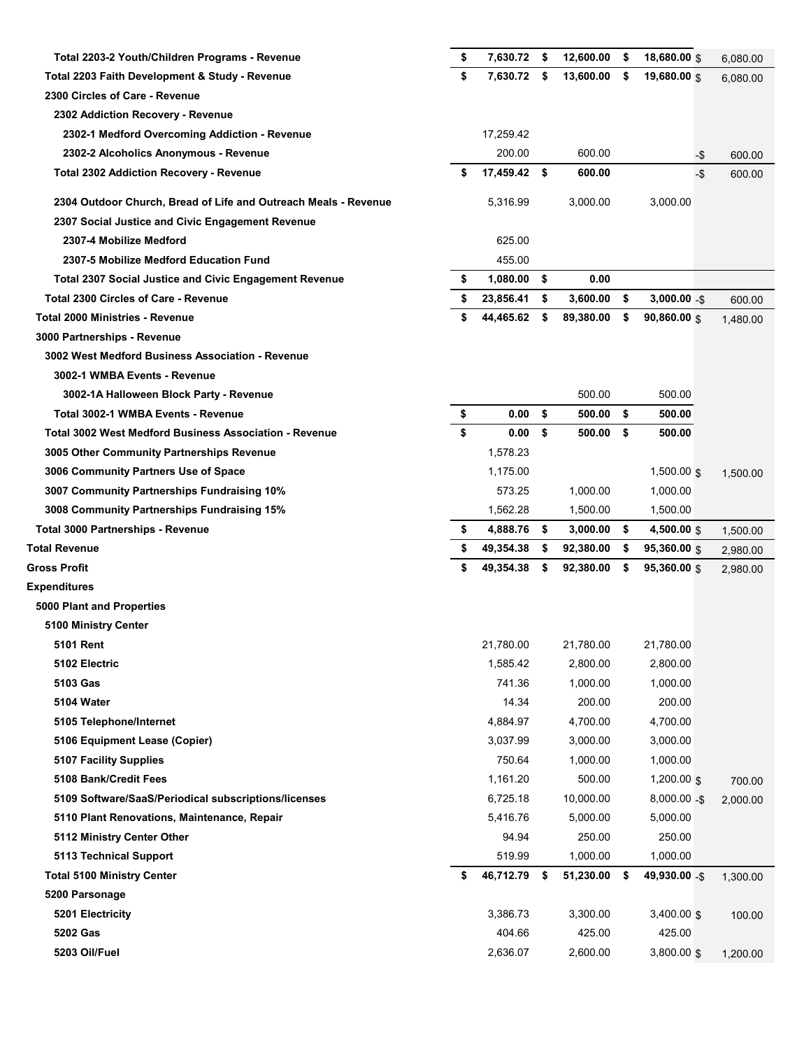| Account | Actual | Budget | Proposed | Change |
|---|---|---|---|---|
| **Total 2203-2 Youth/Children Programs - Revenue** | **$ 7,630.72** | **$ 12,600.00** | **$ 18,680.00** | $ 6,080.00 |
| **Total 2203 Faith Development & Study - Revenue** | **$ 7,630.72** | **$ 13,600.00** | **$ 19,680.00** | $ 6,080.00 |
| **2300 Circles of Care - Revenue** | | | | |
| **2302 Addiction Recovery - Revenue** | | | | |
| **2302-1 Medford Overcoming Addiction - Revenue** | 17,259.42 | | | |
| **2302-2 Alcoholics Anonymous - Revenue** | 200.00 | 600.00 | | -$ 600.00 |
| **Total 2302 Addiction Recovery - Revenue** | **$ 17,459.42** | **$ 600.00** | | -$ 600.00 |
| **2304 Outdoor Church, Bread of Life and Outreach Meals - Revenue** | 5,316.99 | 3,000.00 | 3,000.00 | |
| **2307 Social Justice and Civic Engagement Revenue** | | | | |
| **2307-4 Mobilize Medford** | 625.00 | | | |
| **2307-5 Mobilize Medford Education Fund** | 455.00 | | | |
| **Total 2307 Social Justice and Civic Engagement Revenue** | **$ 1,080.00** | **$ 0.00** | | |
| **Total 2300 Circles of Care - Revenue** | **$ 23,856.41** | **$ 3,600.00** | **$ 3,000.00** | -$ 600.00 |
| **Total 2000 Ministries - Revenue** | **$ 44,465.62** | **$ 89,380.00** | **$ 90,860.00** | $ 1,480.00 |
| **3000 Partnerships - Revenue** | | | | |
| **3002 West Medford Business Association - Revenue** | | | | |
| **3002-1 WMBA Events - Revenue** | | | | |
| **3002-1A Halloween Block Party - Revenue** | | 500.00 | 500.00 | |
| **Total 3002-1 WMBA Events - Revenue** | **$ 0.00** | **$ 500.00** | **$ 500.00** | |
| **Total 3002 West Medford Business Association - Revenue** | **$ 0.00** | **$ 500.00** | **$ 500.00** | |
| **3005 Other Community Partnerships Revenue** | 1,578.23 | | | |
| **3006 Community Partners Use of Space** | 1,175.00 | | 1,500.00 | $ 1,500.00 |
| **3007 Community Partnerships Fundraising 10%** | 573.25 | 1,000.00 | 1,000.00 | |
| **3008 Community Partnerships Fundraising 15%** | 1,562.28 | 1,500.00 | 1,500.00 | |
| **Total 3000 Partnerships - Revenue** | **$ 4,888.76** | **$ 3,000.00** | **$ 4,500.00** | $ 1,500.00 |
| **Total Revenue** | **$ 49,354.38** | **$ 92,380.00** | **$ 95,360.00** | $ 2,980.00 |
| **Gross Profit** | **$ 49,354.38** | **$ 92,380.00** | **$ 95,360.00** | $ 2,980.00 |
| **Expenditures** | | | | |
| **5000 Plant and Properties** | | | | |
| **5100 Ministry Center** | | | | |
| **5101 Rent** | 21,780.00 | 21,780.00 | 21,780.00 | |
| **5102 Electric** | 1,585.42 | 2,800.00 | 2,800.00 | |
| **5103 Gas** | 741.36 | 1,000.00 | 1,000.00 | |
| **5104 Water** | 14.34 | 200.00 | 200.00 | |
| **5105 Telephone/Internet** | 4,884.97 | 4,700.00 | 4,700.00 | |
| **5106 Equipment Lease (Copier)** | 3,037.99 | 3,000.00 | 3,000.00 | |
| **5107 Facility Supplies** | 750.64 | 1,000.00 | 1,000.00 | |
| **5108 Bank/Credit Fees** | 1,161.20 | 500.00 | 1,200.00 | $ 700.00 |
| **5109 Software/SaaS/Periodical subscriptions/licenses** | 6,725.18 | 10,000.00 | 8,000.00 | -$ 2,000.00 |
| **5110 Plant Renovations, Maintenance, Repair** | 5,416.76 | 5,000.00 | 5,000.00 | |
| **5112 Ministry Center Other** | 94.94 | 250.00 | 250.00 | |
| **5113 Technical Support** | 519.99 | 1,000.00 | 1,000.00 | |
| **Total 5100 Ministry Center** | **$ 46,712.79** | **$ 51,230.00** | **$ 49,930.00** | -$ 1,300.00 |
| **5200 Parsonage** | | | | |
| **5201 Electricity** | 3,386.73 | 3,300.00 | 3,400.00 | $ 100.00 |
| **5202 Gas** | 404.66 | 425.00 | 425.00 | |
| **5203 Oil/Fuel** | 2,636.07 | 2,600.00 | 3,800.00 | $ 1,200.00 |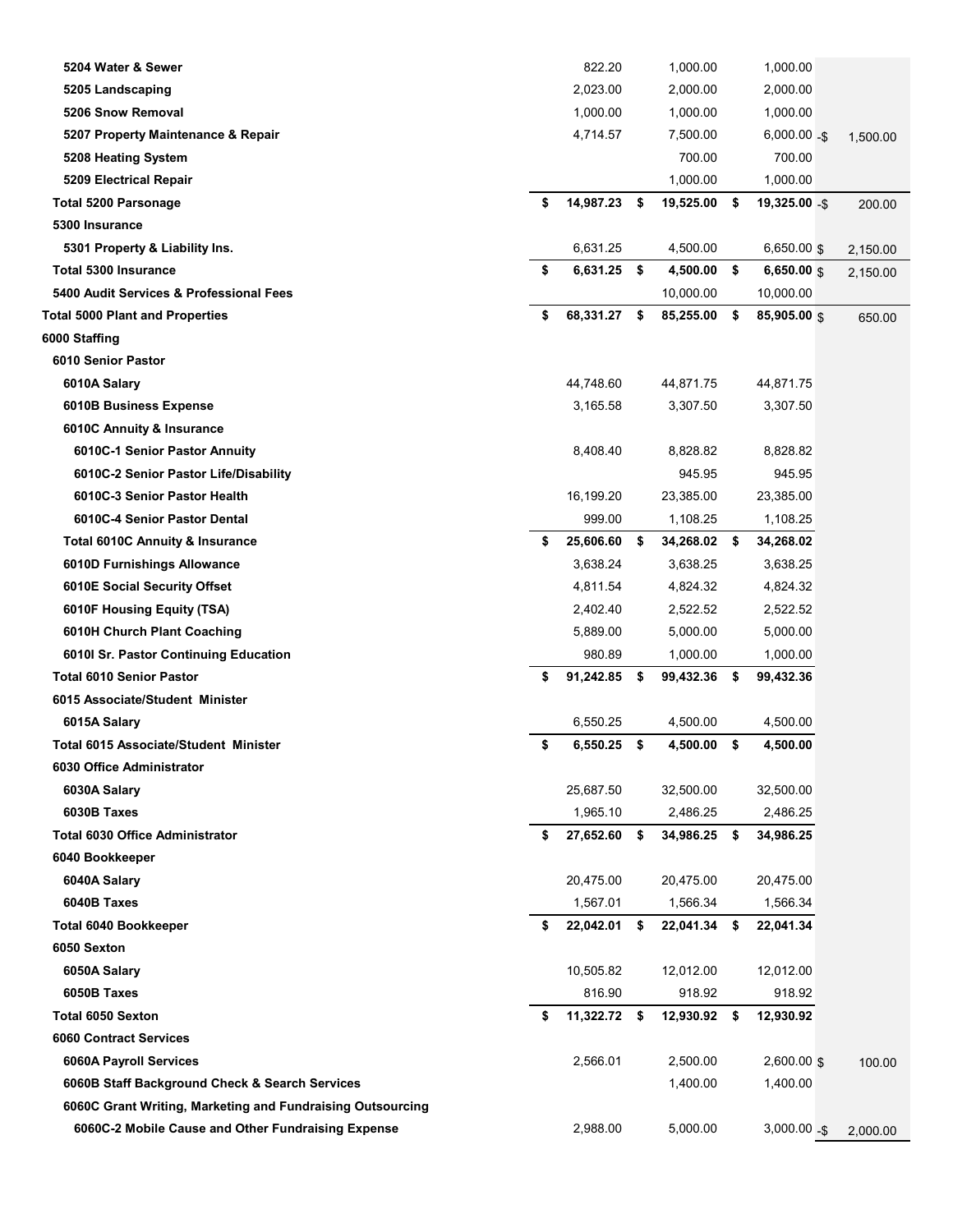| | | | | |
|---|---|---|---|---|
| **5204 Water & Sewer** | 822.20 | 1,000.00 | 1,000.00 | |
| **5205 Landscaping** | 2,023.00 | 2,000.00 | 2,000.00 | |
| **5206 Snow Removal** | 1,000.00 | 1,000.00 | 1,000.00 | |
| **5207 Property Maintenance & Repair** | 4,714.57 | 7,500.00 | 6,000.00 | -$ 1,500.00 |
| **5208 Heating System** | | 700.00 | 700.00 | |
| **5209 Electrical Repair** | | 1,000.00 | 1,000.00 | |
| **Total 5200 Parsonage** | **$ 14,987.23** | **$ 19,525.00** | **$ 19,325.00** | -$ 200.00 |
| **5300 Insurance** | | | | |
| **5301 Property & Liability Ins.** | 6,631.25 | 4,500.00 | 6,650.00 | $ 2,150.00 |
| **Total 5300 Insurance** | **$ 6,631.25** | **$ 4,500.00** | **$ 6,650.00** | $ 2,150.00 |
| **5400 Audit Services & Professional Fees** | | 10,000.00 | 10,000.00 | |
| **Total 5000 Plant and Properties** | **$ 68,331.27** | **$ 85,255.00** | **$ 85,905.00** | $ 650.00 |
| **6000 Staffing** | | | | |
| **6010 Senior Pastor** | | | | |
| **6010A Salary** | 44,748.60 | 44,871.75 | 44,871.75 | |
| **6010B Business Expense** | 3,165.58 | 3,307.50 | 3,307.50 | |
| **6010C Annuity & Insurance** | | | | |
| **6010C-1 Senior Pastor Annuity** | 8,408.40 | 8,828.82 | 8,828.82 | |
| **6010C-2 Senior Pastor Life/Disability** | | 945.95 | 945.95 | |
| **6010C-3 Senior Pastor Health** | 16,199.20 | 23,385.00 | 23,385.00 | |
| **6010C-4 Senior Pastor Dental** | 999.00 | 1,108.25 | 1,108.25 | |
| **Total 6010C Annuity & Insurance** | **$ 25,606.60** | **$ 34,268.02** | **$ 34,268.02** | |
| **6010D Furnishings Allowance** | 3,638.24 | 3,638.25 | 3,638.25 | |
| **6010E Social Security Offset** | 4,811.54 | 4,824.32 | 4,824.32 | |
| **6010F Housing Equity (TSA)** | 2,402.40 | 2,522.52 | 2,522.52 | |
| **6010H Church Plant Coaching** | 5,889.00 | 5,000.00 | 5,000.00 | |
| **6010I Sr. Pastor Continuing Education** | 980.89 | 1,000.00 | 1,000.00 | |
| **Total 6010 Senior Pastor** | **$ 91,242.85** | **$ 99,432.36** | **$ 99,432.36** | |
| **6015 Associate/Student Minister** | | | | |
| **6015A Salary** | 6,550.25 | 4,500.00 | 4,500.00 | |
| **Total 6015 Associate/Student Minister** | **$ 6,550.25** | **$ 4,500.00** | **$ 4,500.00** | |
| **6030 Office Administrator** | | | | |
| **6030A Salary** | 25,687.50 | 32,500.00 | 32,500.00 | |
| **6030B Taxes** | 1,965.10 | 2,486.25 | 2,486.25 | |
| **Total 6030 Office Administrator** | **$ 27,652.60** | **$ 34,986.25** | **$ 34,986.25** | |
| **6040 Bookkeeper** | | | | |
| **6040A Salary** | 20,475.00 | 20,475.00 | 20,475.00 | |
| **6040B Taxes** | 1,567.01 | 1,566.34 | 1,566.34 | |
| **Total 6040 Bookkeeper** | **$ 22,042.01** | **$ 22,041.34** | **$ 22,041.34** | |
| **6050 Sexton** | | | | |
| **6050A Salary** | 10,505.82 | 12,012.00 | 12,012.00 | |
| **6050B Taxes** | 816.90 | 918.92 | 918.92 | |
| **Total 6050 Sexton** | **$ 11,322.72** | **$ 12,930.92** | **$ 12,930.92** | |
| **6060 Contract Services** | | | | |
| **6060A Payroll Services** | 2,566.01 | 2,500.00 | 2,600.00 | $ 100.00 |
| **6060B Staff Background Check & Search Services** | | 1,400.00 | 1,400.00 | |
| **6060C Grant Writing, Marketing and Fundraising Outsourcing** | | | | |
| **6060C-2 Mobile Cause and Other Fundraising Expense** | 2,988.00 | 5,000.00 | 3,000.00 | -$ 2,000.00 |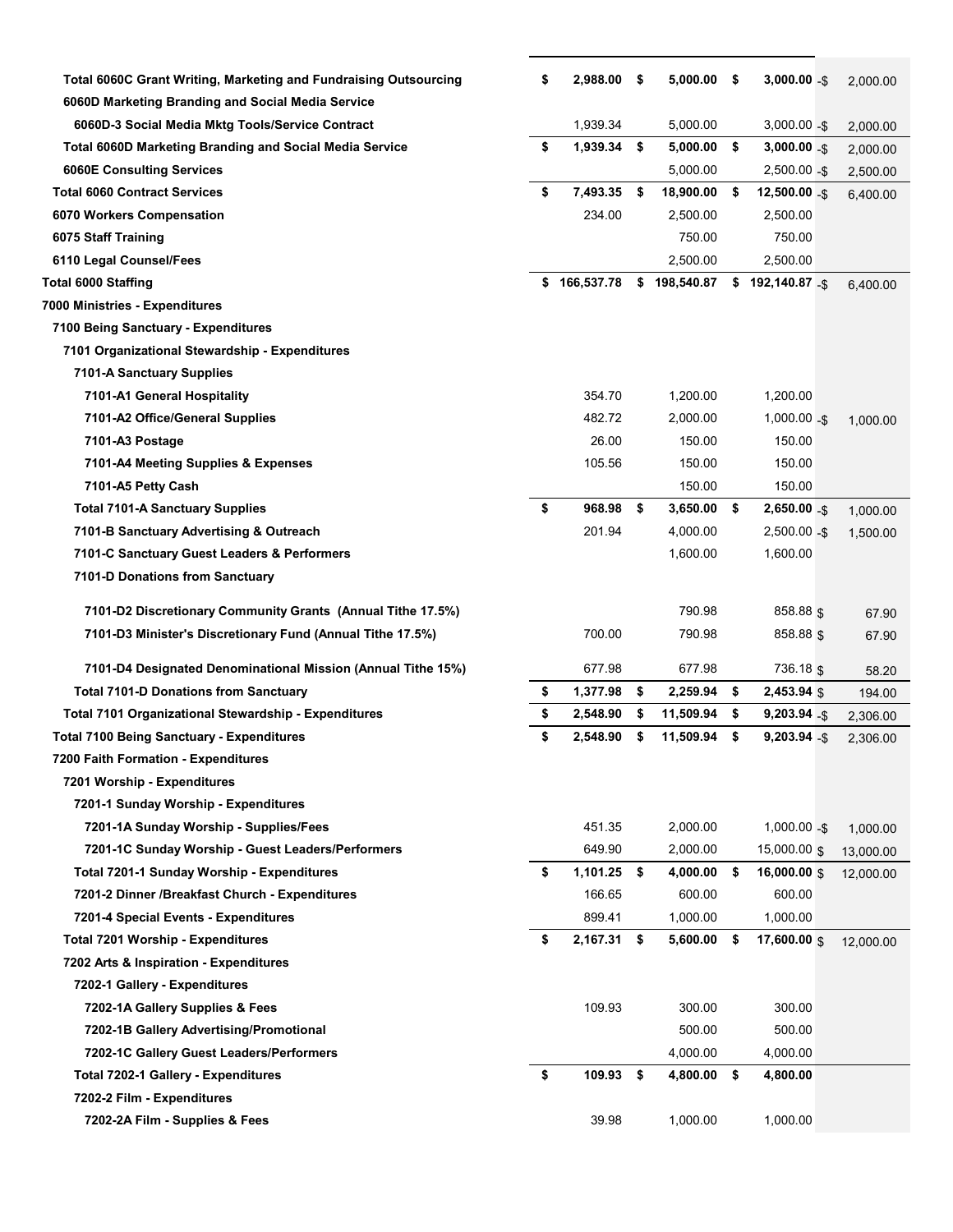| Account | Actual | Budget | Proposed | Change |
|---|---|---|---|---|
| **Total 6060C Grant Writing, Marketing and Fundraising Outsourcing** | **$ 2,988.00** | **$ 5,000.00** | **$ 3,000.00** | -$ 2,000.00 |
| **6060D Marketing Branding and Social Media Service** | | | | |
| **6060D-3 Social Media Mktg Tools/Service Contract** | 1,939.34 | 5,000.00 | 3,000.00 | -$ 2,000.00 |
| **Total 6060D Marketing Branding and Social Media Service** | **$ 1,939.34** | **$ 5,000.00** | **$ 3,000.00** | -$ 2,000.00 |
| **6060E Consulting Services** | | 5,000.00 | 2,500.00 | -$ 2,500.00 |
| **Total 6060 Contract Services** | **$ 7,493.35** | **$ 18,900.00** | **$ 12,500.00** | -$ 6,400.00 |
| **6070 Workers Compensation** | 234.00 | 2,500.00 | 2,500.00 | |
| **6075 Staff Training** | | 750.00 | 750.00 | |
| **6110 Legal Counsel/Fees** | | 2,500.00 | 2,500.00 | |
| **Total 6000 Staffing** | **$ 166,537.78** | **$ 198,540.87** | **$ 192,140.87** | -$ 6,400.00 |
| **7000 Ministries - Expenditures** | | | | |
| **7100 Being Sanctuary - Expenditures** | | | | |
| **7101 Organizational Stewardship - Expenditures** | | | | |
| **7101-A Sanctuary Supplies** | | | | |
| **7101-A1 General Hospitality** | 354.70 | 1,200.00 | 1,200.00 | |
| **7101-A2 Office/General Supplies** | 482.72 | 2,000.00 | 1,000.00 | -$ 1,000.00 |
| **7101-A3 Postage** | 26.00 | 150.00 | 150.00 | |
| **7101-A4 Meeting Supplies & Expenses** | 105.56 | 150.00 | 150.00 | |
| **7101-A5 Petty Cash** | | 150.00 | 150.00 | |
| **Total 7101-A Sanctuary Supplies** | **$ 968.98** | **$ 3,650.00** | **$ 2,650.00** | -$ 1,000.00 |
| **7101-B Sanctuary Advertising & Outreach** | 201.94 | 4,000.00 | 2,500.00 | -$ 1,500.00 |
| **7101-C Sanctuary Guest Leaders & Performers** | | 1,600.00 | 1,600.00 | |
| **7101-D Donations from Sanctuary** | | | | |
| **7101-D2 Discretionary Community Grants (Annual Tithe 17.5%)** | | 790.98 | 858.88 | $ 67.90 |
| **7101-D3 Minister's Discretionary Fund (Annual Tithe 17.5%)** | 700.00 | 790.98 | 858.88 | $ 67.90 |
| **7101-D4 Designated Denominational Mission (Annual Tithe 15%)** | 677.98 | 677.98 | 736.18 | $ 58.20 |
| **Total 7101-D Donations from Sanctuary** | **$ 1,377.98** | **$ 2,259.94** | **$ 2,453.94** | $ 194.00 |
| **Total 7101 Organizational Stewardship - Expenditures** | **$ 2,548.90** | **$ 11,509.94** | **$ 9,203.94** | -$ 2,306.00 |
| **Total 7100 Being Sanctuary - Expenditures** | **$ 2,548.90** | **$ 11,509.94** | **$ 9,203.94** | -$ 2,306.00 |
| **7200 Faith Formation - Expenditures** | | | | |
| **7201 Worship - Expenditures** | | | | |
| **7201-1 Sunday Worship - Expenditures** | | | | |
| **7201-1A Sunday Worship - Supplies/Fees** | 451.35 | 2,000.00 | 1,000.00 | -$ 1,000.00 |
| **7201-1C Sunday Worship - Guest Leaders/Performers** | 649.90 | 2,000.00 | 15,000.00 | $ 13,000.00 |
| **Total 7201-1 Sunday Worship - Expenditures** | **$ 1,101.25** | **$ 4,000.00** | **$ 16,000.00** | $ 12,000.00 |
| **7201-2 Dinner /Breakfast Church - Expenditures** | 166.65 | 600.00 | 600.00 | |
| **7201-4 Special Events - Expenditures** | 899.41 | 1,000.00 | 1,000.00 | |
| **Total 7201 Worship - Expenditures** | **$ 2,167.31** | **$ 5,600.00** | **$ 17,600.00** | $ 12,000.00 |
| **7202 Arts & Inspiration - Expenditures** | | | | |
| **7202-1 Gallery - Expenditures** | | | | |
| **7202-1A Gallery Supplies & Fees** | 109.93 | 300.00 | 300.00 | |
| **7202-1B Gallery Advertising/Promotional** | | 500.00 | 500.00 | |
| **7202-1C Gallery Guest Leaders/Performers** | | 4,000.00 | 4,000.00 | |
| **Total 7202-1 Gallery - Expenditures** | **$ 109.93** | **$ 4,800.00** | **$ 4,800.00** | |
| **7202-2 Film - Expenditures** | | | | |
| **7202-2A Film - Supplies & Fees** | 39.98 | 1,000.00 | 1,000.00 | |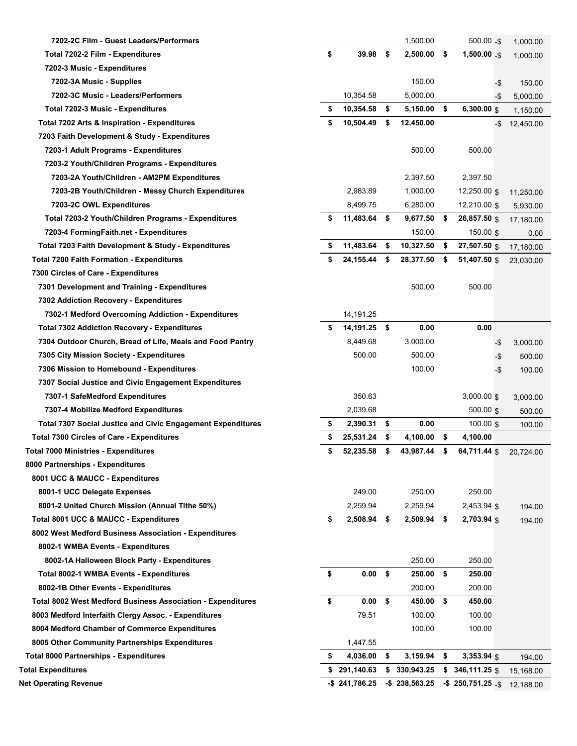| | | | | |
|---|---|---|---|---|
| 7202-2C Film - Guest Leaders/Performers | | 1,500.00 | 500.00 | -$ 1,000.00 |
| **Total 7202-2 Film - Expenditures** | **$ 39.98** | **$ 2,500.00** | **$ 1,500.00** | -$ 1,000.00 |
| 7202-3 Music - Expenditures | | | | |
| 7202-3A Music - Supplies | | 150.00 | | -$ 150.00 |
| 7202-3C Music - Leaders/Performers | 10,354.58 | 5,000.00 | | -$ 5,000.00 |
| **Total 7202-3 Music - Expenditures** | **$ 10,354.58** | **$ 5,150.00** | **$ 6,300.00** | $ 1,150.00 |
| **Total 7202 Arts & Inspiration - Expenditures** | **$ 10,504.49** | **$ 12,450.00** | | -$ 12,450.00 |
| 7203 Faith Development & Study - Expenditures | | | | |
| 7203-1 Adult Programs - Expenditures | | 500.00 | 500.00 | |
| 7203-2 Youth/Children Programs - Expenditures | | | | |
| 7203-2A Youth/Children - AM2PM Expenditures | | 2,397.50 | 2,397.50 | |
| 7203-2B Youth/Children - Messy Church Expenditures | 2,983.89 | 1,000.00 | 12,250.00 | $ 11,250.00 |
| 7203-2C OWL Expenditures | 8,499.75 | 6,280.00 | 12,210.00 | $ 5,930.00 |
| **Total 7203-2 Youth/Children Programs - Expenditures** | **$ 11,483.64** | **$ 9,677.50** | **$ 26,857.50** | $ 17,180.00 |
| 7203-4 FormingFaith.net - Expenditures | | 150.00 | 150.00 | $ 0.00 |
| **Total 7203 Faith Development & Study - Expenditures** | **$ 11,483.64** | **$ 10,327.50** | **$ 27,507.50** | $ 17,180.00 |
| **Total 7200 Faith Formation - Expenditures** | **$ 24,155.44** | **$ 28,377.50** | **$ 51,407.50** | $ 23,030.00 |
| 7300 Circles of Care - Expenditures | | | | |
| 7301 Development and Training - Expenditures | | 500.00 | 500.00 | |
| 7302 Addiction Recovery - Expenditures | | | | |
| 7302-1 Medford Overcoming Addiction - Expenditures | 14,191.25 | | | |
| **Total 7302 Addiction Recovery - Expenditures** | **$ 14,191.25** | **$ 0.00** | **0.00** | |
| 7304 Outdoor Church, Bread of Life, Meals and Food Pantry | 8,449.68 | 3,000.00 | | -$ 3,000.00 |
| 7305 City Mission Society - Expenditures | 500.00 | 500.00 | | -$ 500.00 |
| 7306 Mission to Homebound - Expenditures | | 100.00 | | -$ 100.00 |
| 7307 Social Justice and Civic Engagement Expenditures | | | | |
| 7307-1 SafeMedford Expenditures | 350.63 | | 3,000.00 | $ 3,000.00 |
| 7307-4 Mobilize Medford Expenditures | 2,039.68 | | 500.00 | $ 500.00 |
| **Total 7307 Social Justice and Civic Engagement Expenditures** | **$ 2,390.31** | **$ 0.00** | **100.00** | $ 100.00 |
| **Total 7300 Circles of Care - Expenditures** | **$ 25,531.24** | **$ 4,100.00** | **$ 4,100.00** | |
| **Total 7000 Ministries - Expenditures** | **$ 52,235.58** | **$ 43,987.44** | **$ 64,711.44** | $ 20,724.00 |
| 8000 Partnerships - Expenditures | | | | |
| 8001 UCC & MAUCC - Expenditures | | | | |
| 8001-1 UCC Delegate Expenses | 249.00 | 250.00 | 250.00 | |
| 8001-2 United Church Mission (Annual Tithe 50%) | 2,259.94 | 2,259.94 | 2,453.94 | $ 194.00 |
| **Total 8001 UCC & MAUCC - Expenditures** | **$ 2,508.94** | **$ 2,509.94** | **$ 2,703.94** | $ 194.00 |
| 8002 West Medford Business Association - Expenditures | | | | |
| 8002-1 WMBA Events - Expenditures | | | | |
| 8002-1A Halloween Block Party - Expenditures | | 250.00 | 250.00 | |
| **Total 8002-1 WMBA Events - Expenditures** | **$ 0.00** | **$ 250.00** | **$ 250.00** | |
| 8002-1B Other Events - Expenditures | | 200.00 | 200.00 | |
| **Total 8002 West Medford Business Association - Expenditures** | **$ 0.00** | **$ 450.00** | **$ 450.00** | |
| 8003 Medford Interfaith Clergy Assoc. - Expenditures | 79.51 | 100.00 | 100.00 | |
| 8004 Medford Chamber of Commerce Expenditures | | 100.00 | 100.00 | |
| 8005 Other Community Partnerships Expenditures | 1,447.55 | | | |
| **Total 8000 Partnerships - Expenditures** | **$ 4,036.00** | **$ 3,159.94** | **$ 3,353.94** | $ 194.00 |
| **Total Expenditures** | **$ 291,140.63** | **$ 330,943.25** | **$ 346,111.25** | $ 15,168.00 |
| **Net Operating Revenue** | **-$ 241,786.25** | **-$ 238,563.25** | **-$ 250,751.25** | -$ 12,188.00 |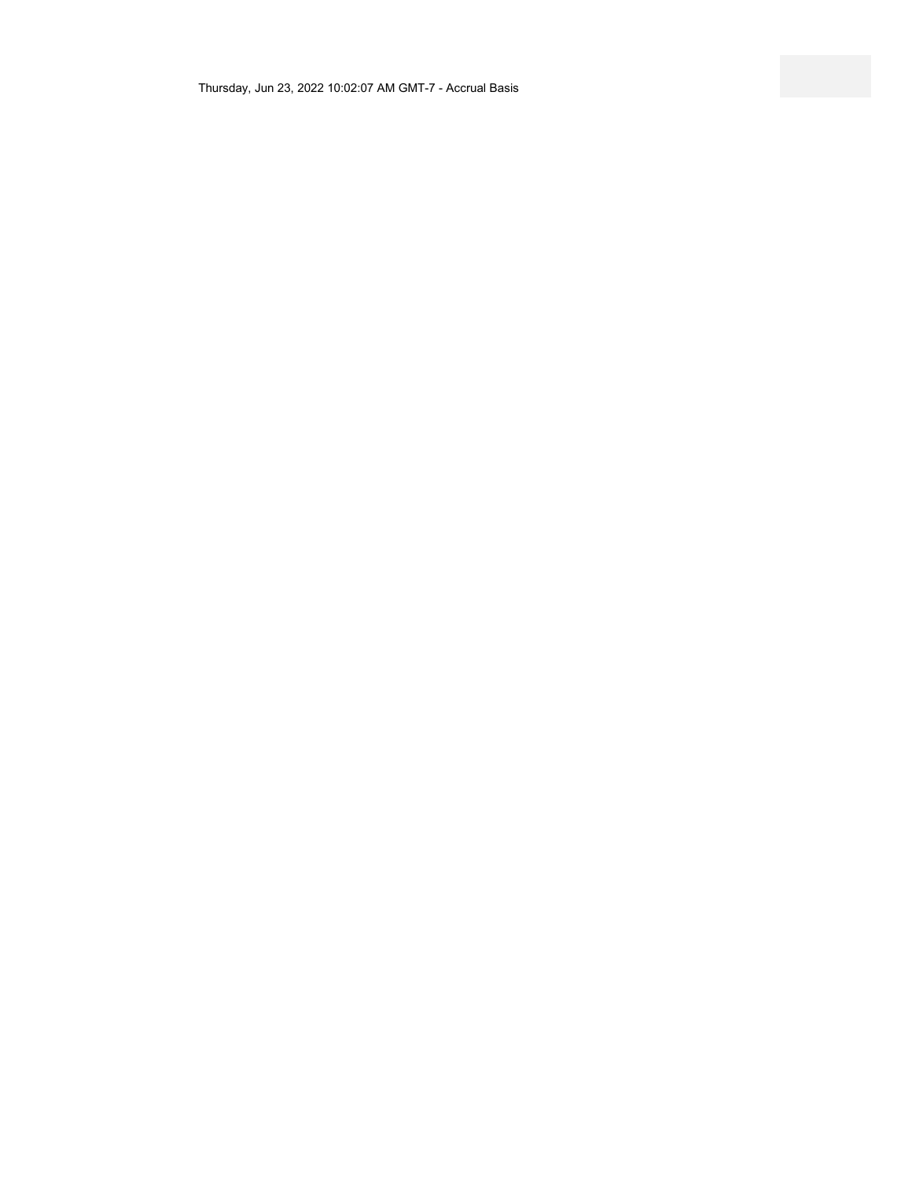Thursday, Jun 23, 2022 10:02:07 AM GMT-7 - Accrual Basis